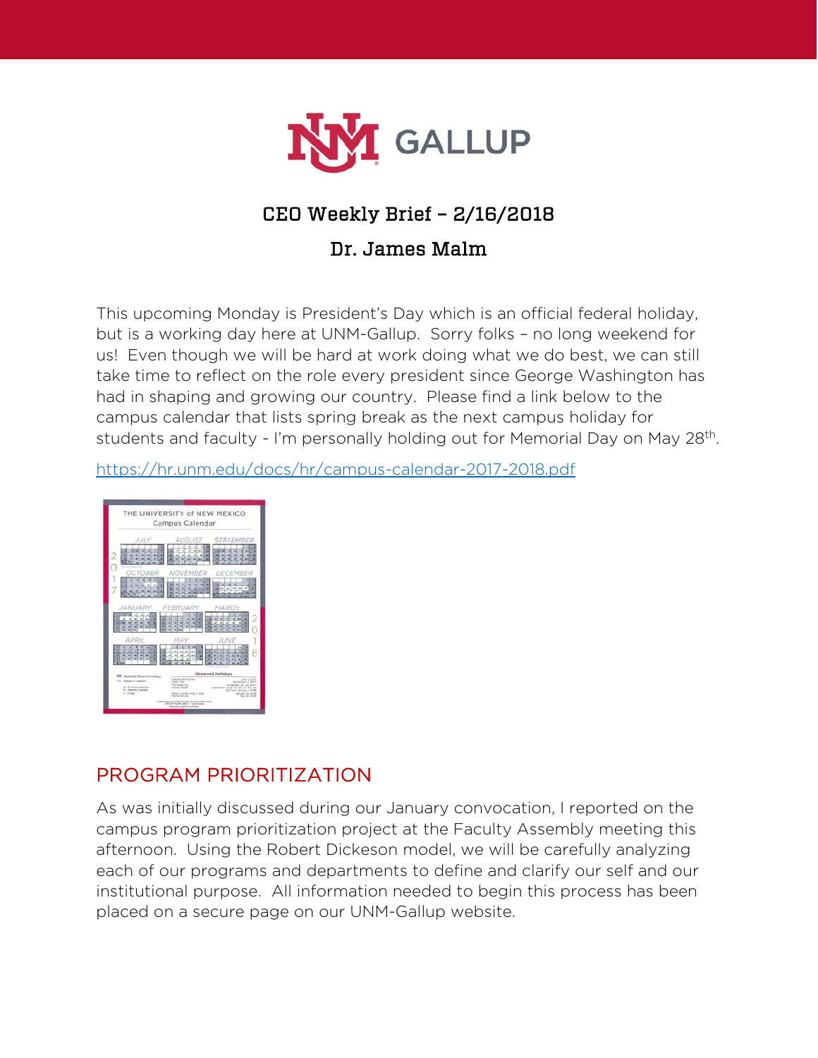# CEO Weekly Brief – 2/16/2018

## Dr. James Malm

This upcoming Monday is President's Day which is an official federal holiday, but is a working day here at UNM-Gallup. Sorry folks – no long weekend for us! Even though we will be hard at work doing what we do best, we can still take time to reflect on the role every president since George Washington has had in shaping and growing our country. Please find a link below to the campus calendar that lists spring break as the next campus holiday for students and faculty - I'm personally holding out for Memorial Day on May 28th.

https://hr.unm.edu/docs/hr/campus-calendar-2017-2018.pdf

## PROGRAM PRIORITIZATION

As was initially discussed during our January convocation, I reported on the campus program prioritization project at the Faculty Assembly meeting this afternoon. Using the Robert Dickeson model, we will be carefully analyzing each of our programs and departments to define and clarify our self and our institutional purpose. All information needed to begin this process has been placed on a secure page on our UNM-Gallup website.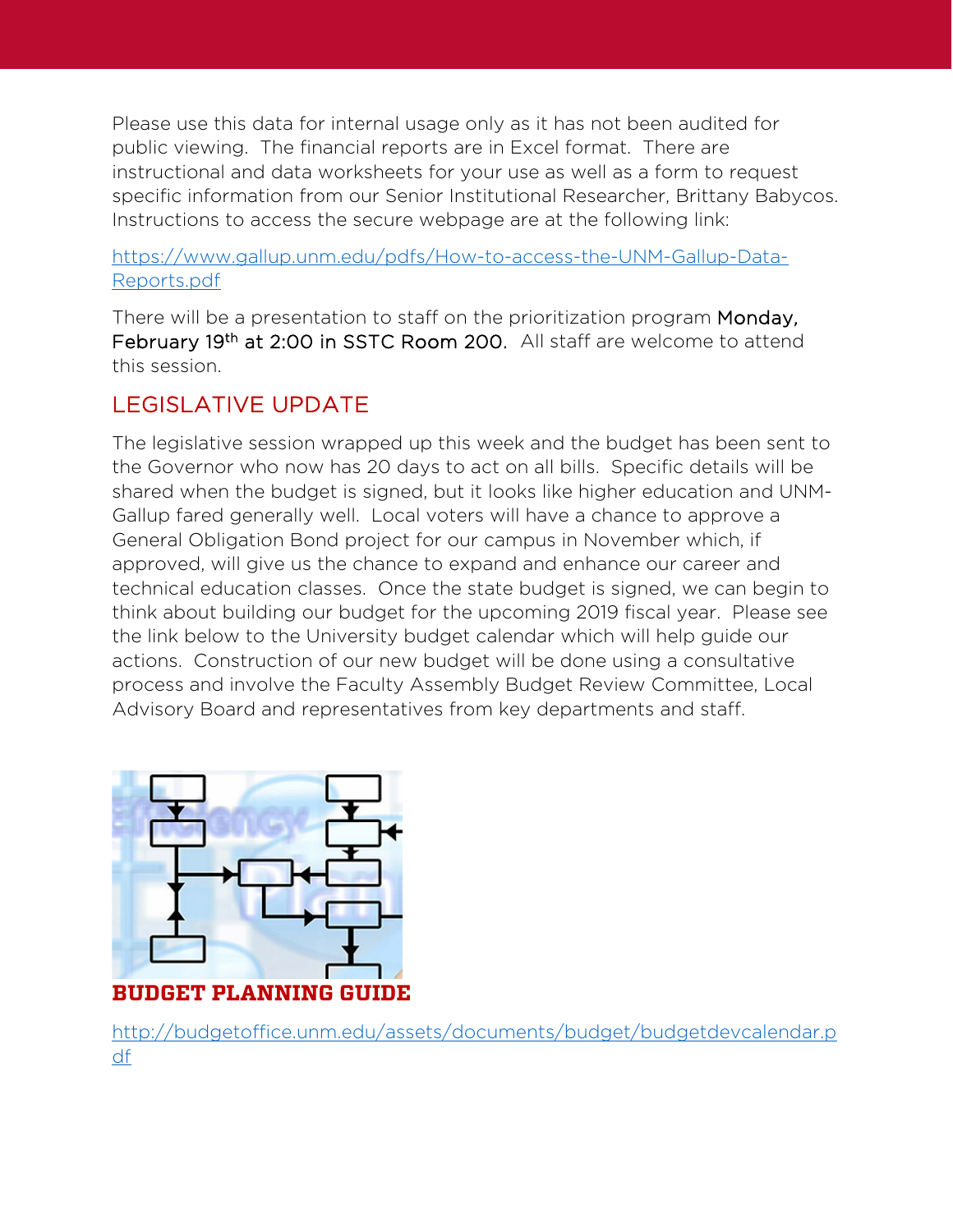Please use this data for internal usage only as it has not been audited for public viewing. The financial reports are in Excel format. There are instructional and data worksheets for your use as well as a form to request specific information from our Senior Institutional Researcher, Brittany Babycos. Instructions to access the secure webpage are at the following link:

https://www.gallup.unm.edu/pdfs/How-to-access-the-UNM-Gallup-Data-Reports.pdf

There will be a presentation to staff on the prioritization program Monday, February 19th at 2:00 in SSTC Room 200. All staff are welcome to attend this session.

## LEGISLATIVE UPDATE

The legislative session wrapped up this week and the budget has been sent to the Governor who now has 20 days to act on all bills. Specific details will be shared when the budget is signed, but it looks like higher education and UNM-Gallup fared generally well. Local voters will have a chance to approve a General Obligation Bond project for our campus in November which, if approved, will give us the chance to expand and enhance our career and technical education classes. Once the state budget is signed, we can begin to think about building our budget for the upcoming 2019 fiscal year. Please see the link below to the University budget calendar which will help guide our actions. Construction of our new budget will be done using a consultative process and involve the Faculty Assembly Budget Review Committee, Local Advisory Board and representatives from key departments and staff.

**BUDGET PLANNING GUIDE**

http://budgetoffice.unm.edu/assets/documents/budget/budgetdevcalendar.pdf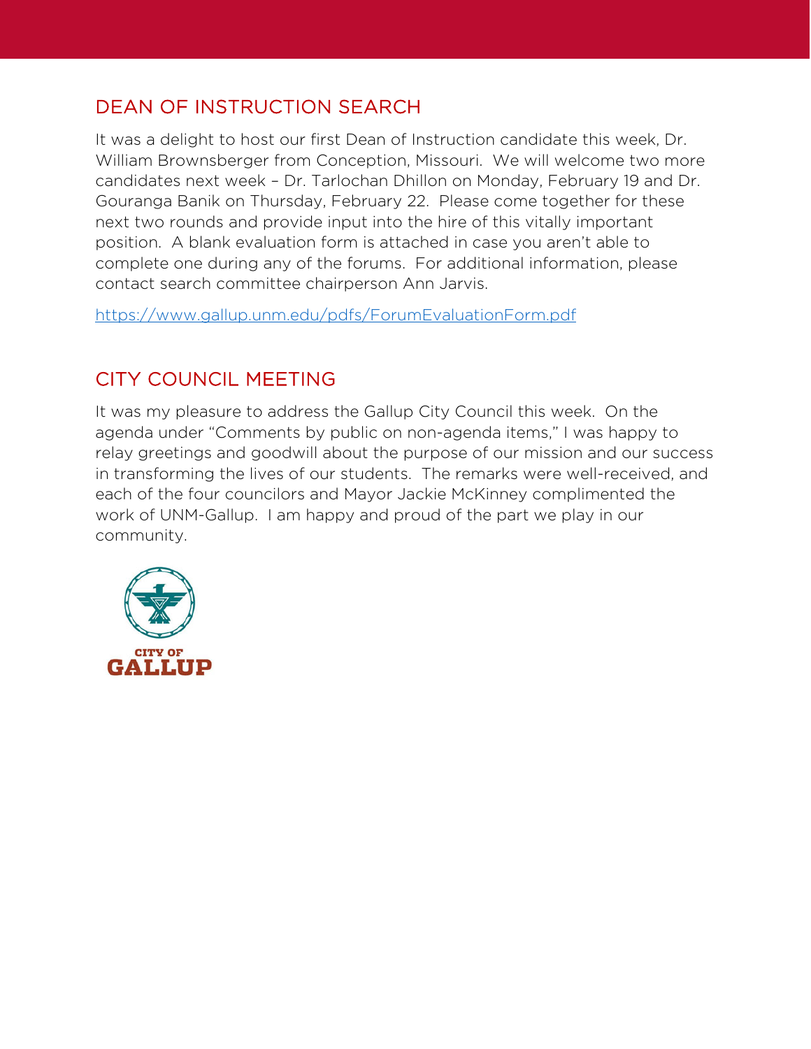## DEAN OF INSTRUCTION SEARCH

It was a delight to host our first Dean of Instruction candidate this week, Dr. William Brownsberger from Conception, Missouri. We will welcome two more candidates next week – Dr. Tarlochan Dhillon on Monday, February 19 and Dr. Gouranga Banik on Thursday, February 22. Please come together for these next two rounds and provide input into the hire of this vitally important position. A blank evaluation form is attached in case you aren't able to complete one during any of the forums. For additional information, please contact search committee chairperson Ann Jarvis.

https://www.gallup.unm.edu/pdfs/ForumEvaluationForm.pdf

## CITY COUNCIL MEETING

It was my pleasure to address the Gallup City Council this week. On the agenda under "Comments by public on non-agenda items," I was happy to relay greetings and goodwill about the purpose of our mission and our success in transforming the lives of our students. The remarks were well-received, and each of the four councilors and Mayor Jackie McKinney complimented the work of UNM-Gallup. I am happy and proud of the part we play in our community.

CITY OF
GALLUP